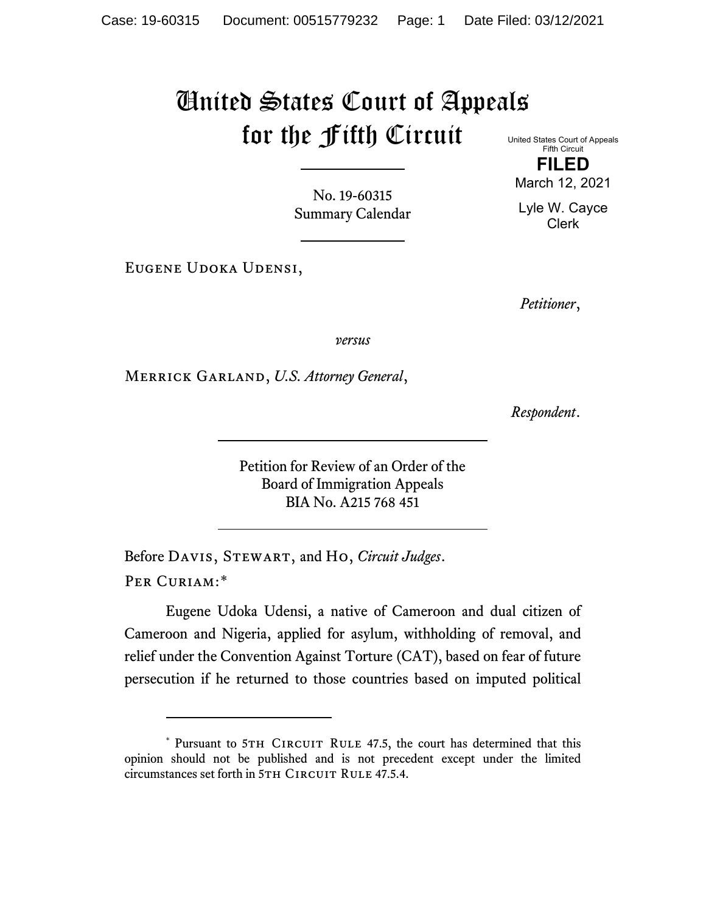# United States Court of Appeals for the Fifth Circuit

United States Court of Appeals
Fifth Circuit

**FILED**

March 12, 2021

Lyle W. Cayce
Clerk

No. 19-60315
Summary Calendar

Eugene Udoka Udensi,

*Petitioner*,

*versus*

Merrick Garland, *U.S. Attorney General*,

*Respondent*.

Petition for Review of an Order of the
Board of Immigration Appeals
BIA No. A215 768 451

Before Davis, Stewart, and Ho, *Circuit Judges*.

Per Curiam:*

Eugene Udoka Udensi, a native of Cameroon and dual citizen of Cameroon and Nigeria, applied for asylum, withholding of removal, and relief under the Convention Against Torture (CAT), based on fear of future persecution if he returned to those countries based on imputed political

---

* Pursuant to 5th Circuit Rule 47.5, the court has determined that this opinion should not be published and is not precedent except under the limited circumstances set forth in 5th Circuit Rule 47.5.4.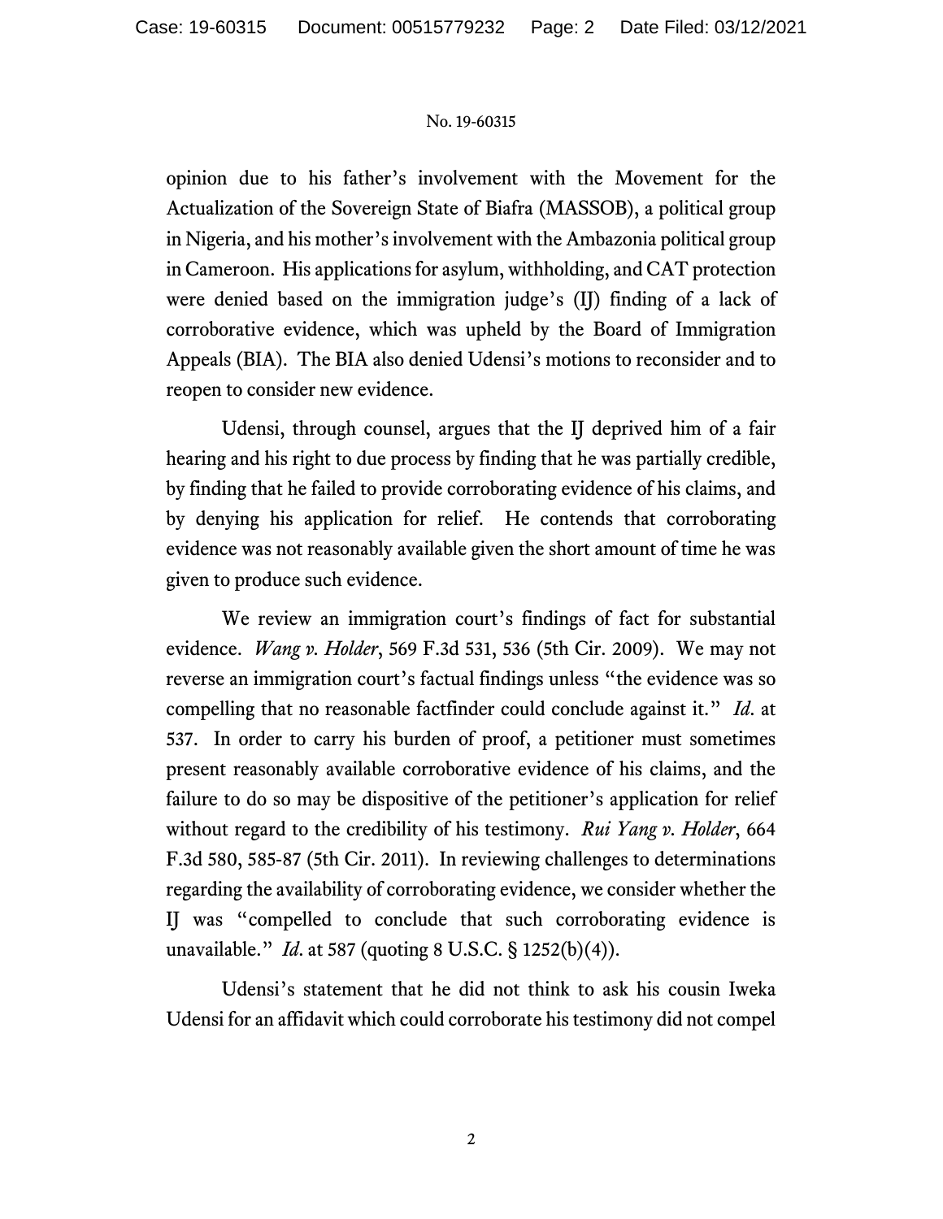opinion due to his father's involvement with the Movement for the Actualization of the Sovereign State of Biafra (MASSOB), a political group in Nigeria, and his mother's involvement with the Ambazonia political group in Cameroon. His applications for asylum, withholding, and CAT protection were denied based on the immigration judge's (IJ) finding of a lack of corroborative evidence, which was upheld by the Board of Immigration Appeals (BIA). The BIA also denied Udensi's motions to reconsider and to reopen to consider new evidence.

Udensi, through counsel, argues that the IJ deprived him of a fair hearing and his right to due process by finding that he was partially credible, by finding that he failed to provide corroborating evidence of his claims, and by denying his application for relief. He contends that corroborating evidence was not reasonably available given the short amount of time he was given to produce such evidence.

We review an immigration court's findings of fact for substantial evidence. *Wang v. Holder*, 569 F.3d 531, 536 (5th Cir. 2009). We may not reverse an immigration court's factual findings unless "the evidence was so compelling that no reasonable factfinder could conclude against it." *Id.* at 537. In order to carry his burden of proof, a petitioner must sometimes present reasonably available corroborative evidence of his claims, and the failure to do so may be dispositive of the petitioner's application for relief without regard to the credibility of his testimony. *Rui Yang v. Holder*, 664 F.3d 580, 585-87 (5th Cir. 2011). In reviewing challenges to determinations regarding the availability of corroborating evidence, we consider whether the IJ was "compelled to conclude that such corroborating evidence is unavailable." *Id.* at 587 (quoting 8 U.S.C. § 1252(b)(4)).

Udensi's statement that he did not think to ask his cousin Iweka Udensi for an affidavit which could corroborate his testimony did not compel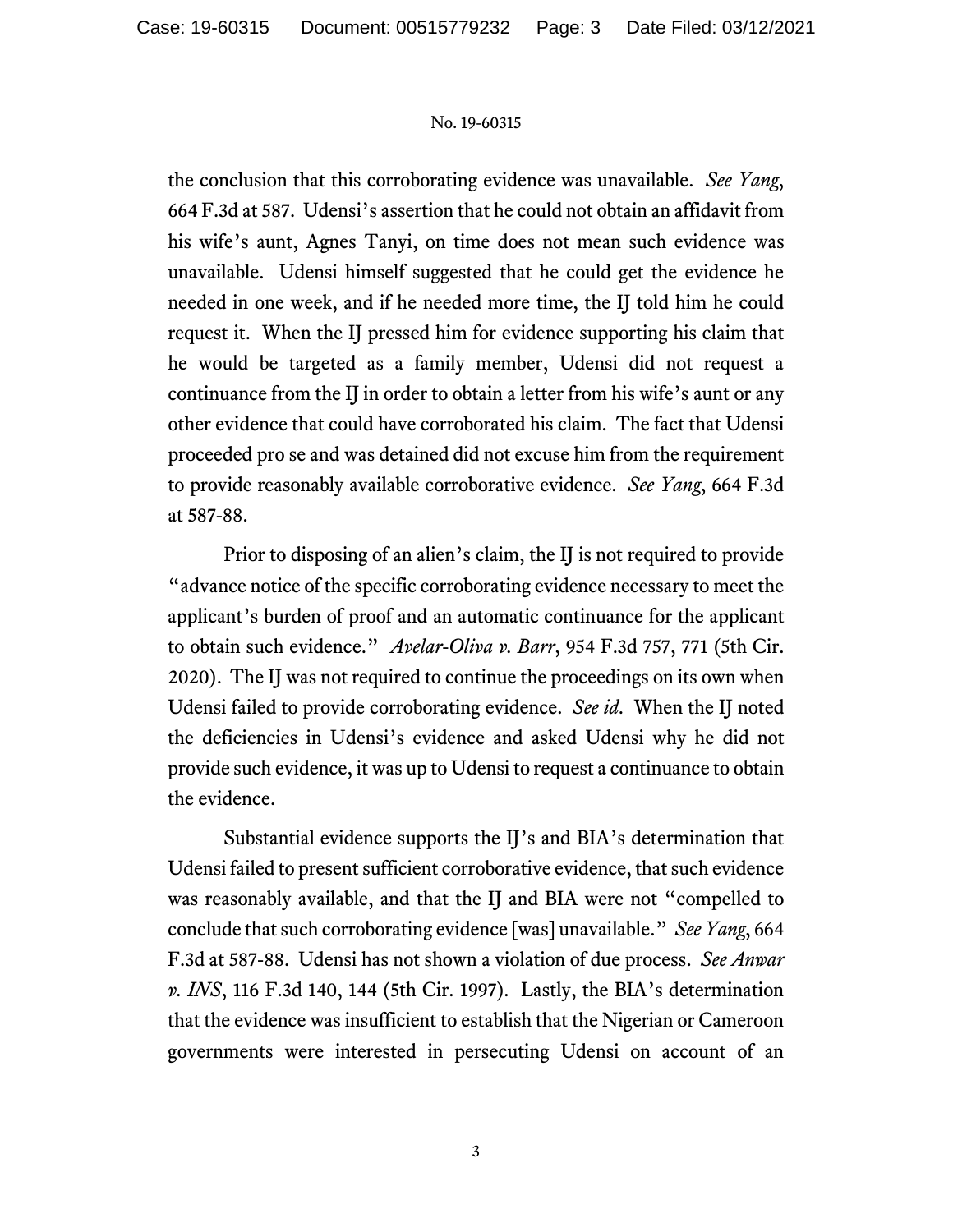the conclusion that this corroborating evidence was unavailable. *See Yang*, 664 F.3d at 587. Udensi's assertion that he could not obtain an affidavit from his wife's aunt, Agnes Tanyi, on time does not mean such evidence was unavailable. Udensi himself suggested that he could get the evidence he needed in one week, and if he needed more time, the IJ told him he could request it. When the IJ pressed him for evidence supporting his claim that he would be targeted as a family member, Udensi did not request a continuance from the IJ in order to obtain a letter from his wife's aunt or any other evidence that could have corroborated his claim. The fact that Udensi proceeded pro se and was detained did not excuse him from the requirement to provide reasonably available corroborative evidence. *See Yang*, 664 F.3d at 587-88.

Prior to disposing of an alien's claim, the IJ is not required to provide "advance notice of the specific corroborating evidence necessary to meet the applicant's burden of proof and an automatic continuance for the applicant to obtain such evidence." *Avelar-Oliva v. Barr*, 954 F.3d 757, 771 (5th Cir. 2020). The IJ was not required to continue the proceedings on its own when Udensi failed to provide corroborating evidence. *See id*. When the IJ noted the deficiencies in Udensi's evidence and asked Udensi why he did not provide such evidence, it was up to Udensi to request a continuance to obtain the evidence.

Substantial evidence supports the IJ's and BIA's determination that Udensi failed to present sufficient corroborative evidence, that such evidence was reasonably available, and that the IJ and BIA were not "compelled to conclude that such corroborating evidence [was] unavailable." *See Yang*, 664 F.3d at 587-88. Udensi has not shown a violation of due process. *See Anwar v. INS*, 116 F.3d 140, 144 (5th Cir. 1997). Lastly, the BIA's determination that the evidence was insufficient to establish that the Nigerian or Cameroon governments were interested in persecuting Udensi on account of an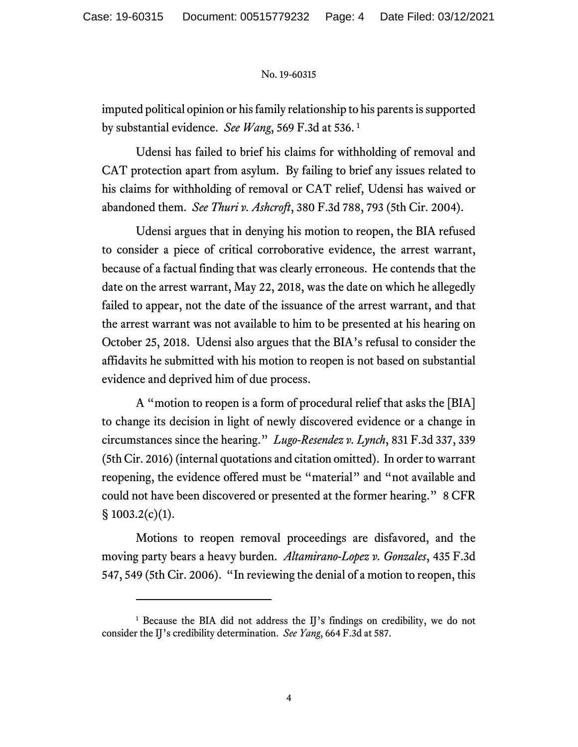imputed political opinion or his family relationship to his parents is supported by substantial evidence. *See Wang*, 569 F.3d at 536.[1]

Udensi has failed to brief his claims for withholding of removal and CAT protection apart from asylum. By failing to brief any issues related to his claims for withholding of removal or CAT relief, Udensi has waived or abandoned them. *See Thuri v. Ashcroft*, 380 F.3d 788, 793 (5th Cir. 2004).

Udensi argues that in denying his motion to reopen, the BIA refused to consider a piece of critical corroborative evidence, the arrest warrant, because of a factual finding that was clearly erroneous. He contends that the date on the arrest warrant, May 22, 2018, was the date on which he allegedly failed to appear, not the date of the issuance of the arrest warrant, and that the arrest warrant was not available to him to be presented at his hearing on October 25, 2018. Udensi also argues that the BIA's refusal to consider the affidavits he submitted with his motion to reopen is not based on substantial evidence and deprived him of due process.

A "motion to reopen is a form of procedural relief that asks the [BIA] to change its decision in light of newly discovered evidence or a change in circumstances since the hearing." *Lugo-Resendez v. Lynch*, 831 F.3d 337, 339 (5th Cir. 2016) (internal quotations and citation omitted). In order to warrant reopening, the evidence offered must be "material" and "not available and could not have been discovered or presented at the former hearing." 8 CFR § 1003.2(c)(1).

Motions to reopen removal proceedings are disfavored, and the moving party bears a heavy burden. *Altamirano-Lopez v. Gonzales*, 435 F.3d 547, 549 (5th Cir. 2006). "In reviewing the denial of a motion to reopen, this

---

[1] Because the BIA did not address the IJ's findings on credibility, we do not consider the IJ's credibility determination. *See Yang*, 664 F.3d at 587.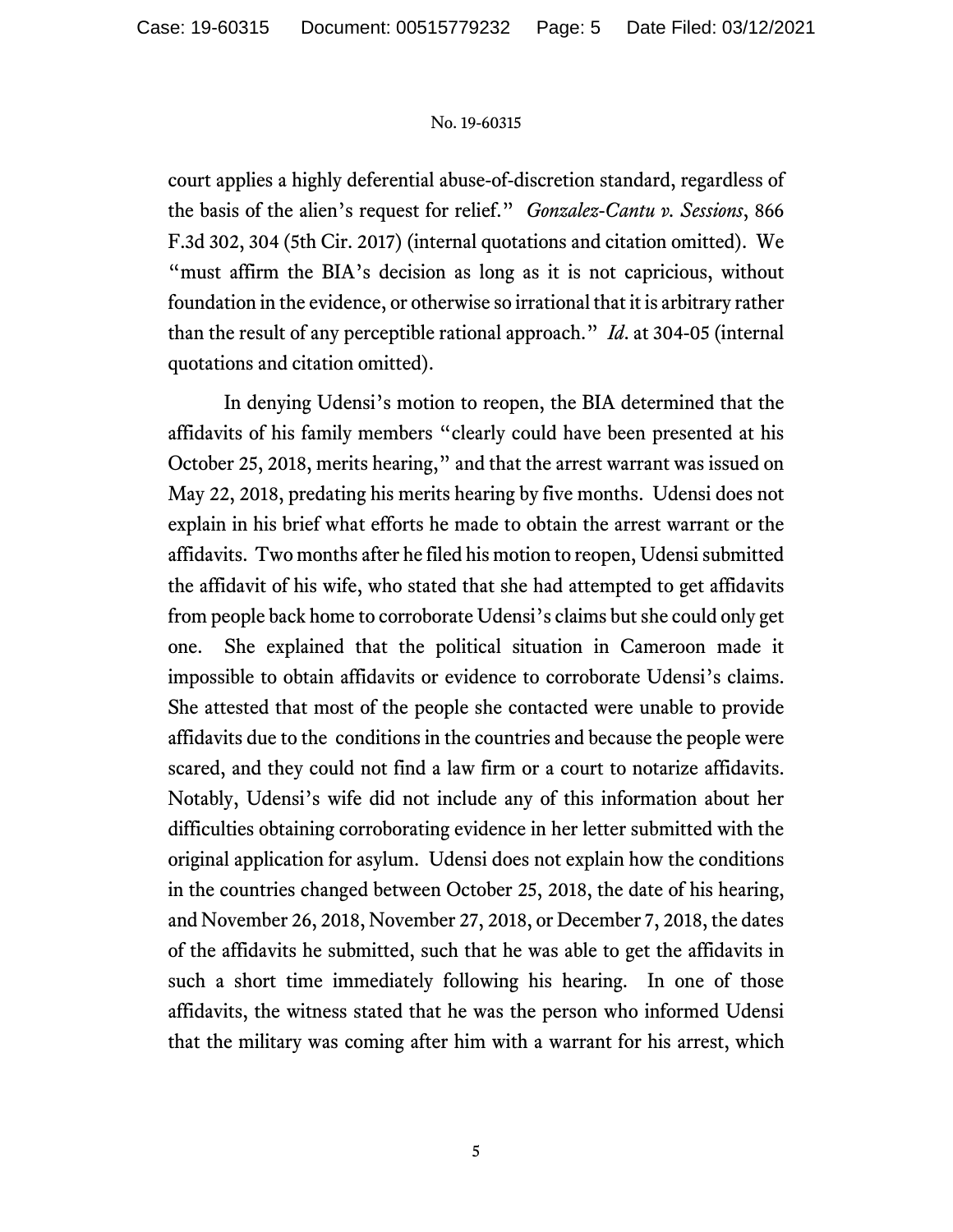court applies a highly deferential abuse-of-discretion standard, regardless of the basis of the alien's request for relief." *Gonzalez-Cantu v. Sessions*, 866 F.3d 302, 304 (5th Cir. 2017) (internal quotations and citation omitted). We "must affirm the BIA's decision as long as it is not capricious, without foundation in the evidence, or otherwise so irrational that it is arbitrary rather than the result of any perceptible rational approach." *Id*. at 304-05 (internal quotations and citation omitted).

In denying Udensi's motion to reopen, the BIA determined that the affidavits of his family members "clearly could have been presented at his October 25, 2018, merits hearing," and that the arrest warrant was issued on May 22, 2018, predating his merits hearing by five months. Udensi does not explain in his brief what efforts he made to obtain the arrest warrant or the affidavits. Two months after he filed his motion to reopen, Udensi submitted the affidavit of his wife, who stated that she had attempted to get affidavits from people back home to corroborate Udensi's claims but she could only get one. She explained that the political situation in Cameroon made it impossible to obtain affidavits or evidence to corroborate Udensi's claims. She attested that most of the people she contacted were unable to provide affidavits due to the conditions in the countries and because the people were scared, and they could not find a law firm or a court to notarize affidavits. Notably, Udensi's wife did not include any of this information about her difficulties obtaining corroborating evidence in her letter submitted with the original application for asylum. Udensi does not explain how the conditions in the countries changed between October 25, 2018, the date of his hearing, and November 26, 2018, November 27, 2018, or December 7, 2018, the dates of the affidavits he submitted, such that he was able to get the affidavits in such a short time immediately following his hearing. In one of those affidavits, the witness stated that he was the person who informed Udensi that the military was coming after him with a warrant for his arrest, which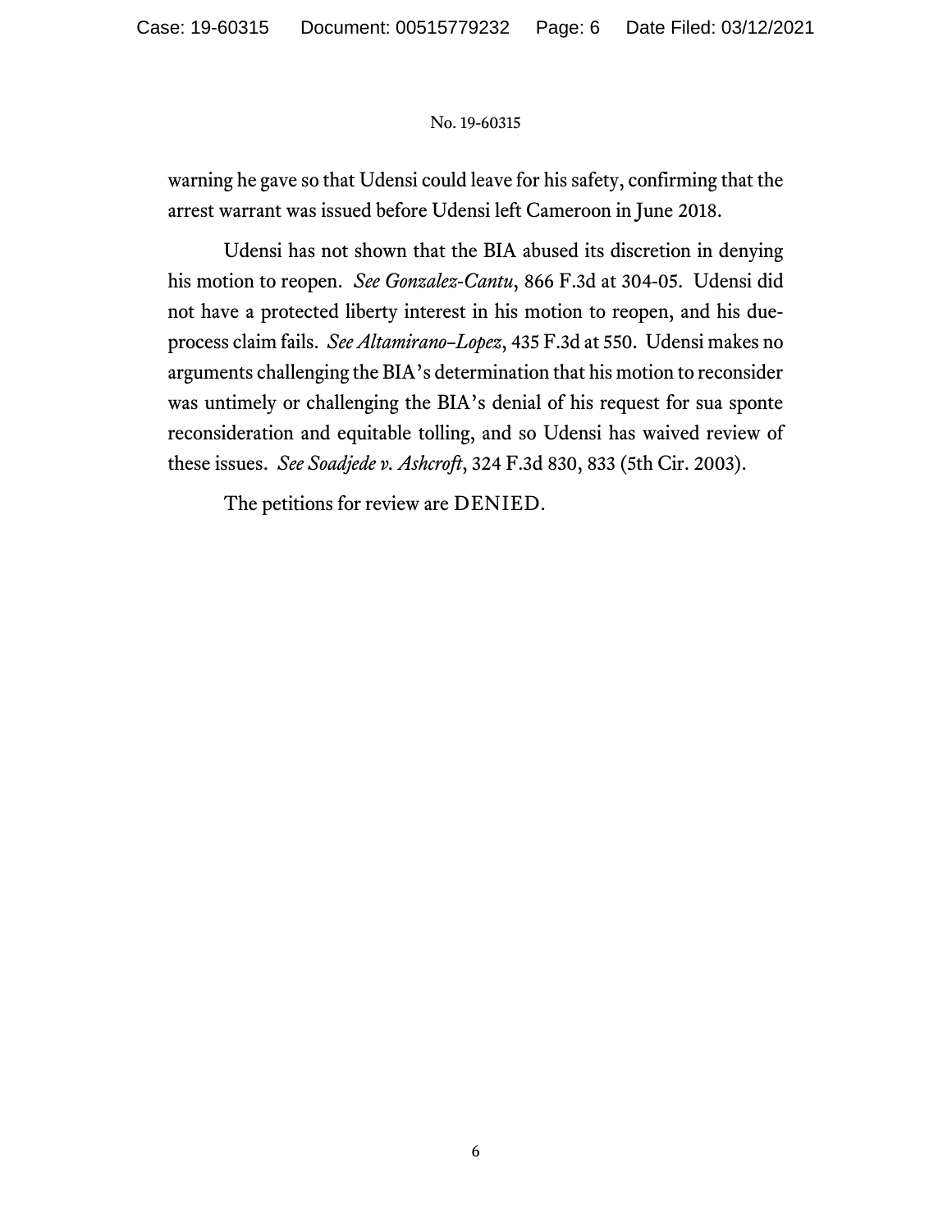warning he gave so that Udensi could leave for his safety, confirming that the arrest warrant was issued before Udensi left Cameroon in June 2018.

Udensi has not shown that the BIA abused its discretion in denying his motion to reopen. *See Gonzalez-Cantu*, 866 F.3d at 304-05. Udensi did not have a protected liberty interest in his motion to reopen, and his due-process claim fails. *See Altamirano–Lopez*, 435 F.3d at 550. Udensi makes no arguments challenging the BIA's determination that his motion to reconsider was untimely or challenging the BIA's denial of his request for sua sponte reconsideration and equitable tolling, and so Udensi has waived review of these issues. *See Soadjede v. Ashcroft*, 324 F.3d 830, 833 (5th Cir. 2003).

The petitions for review are DENIED.